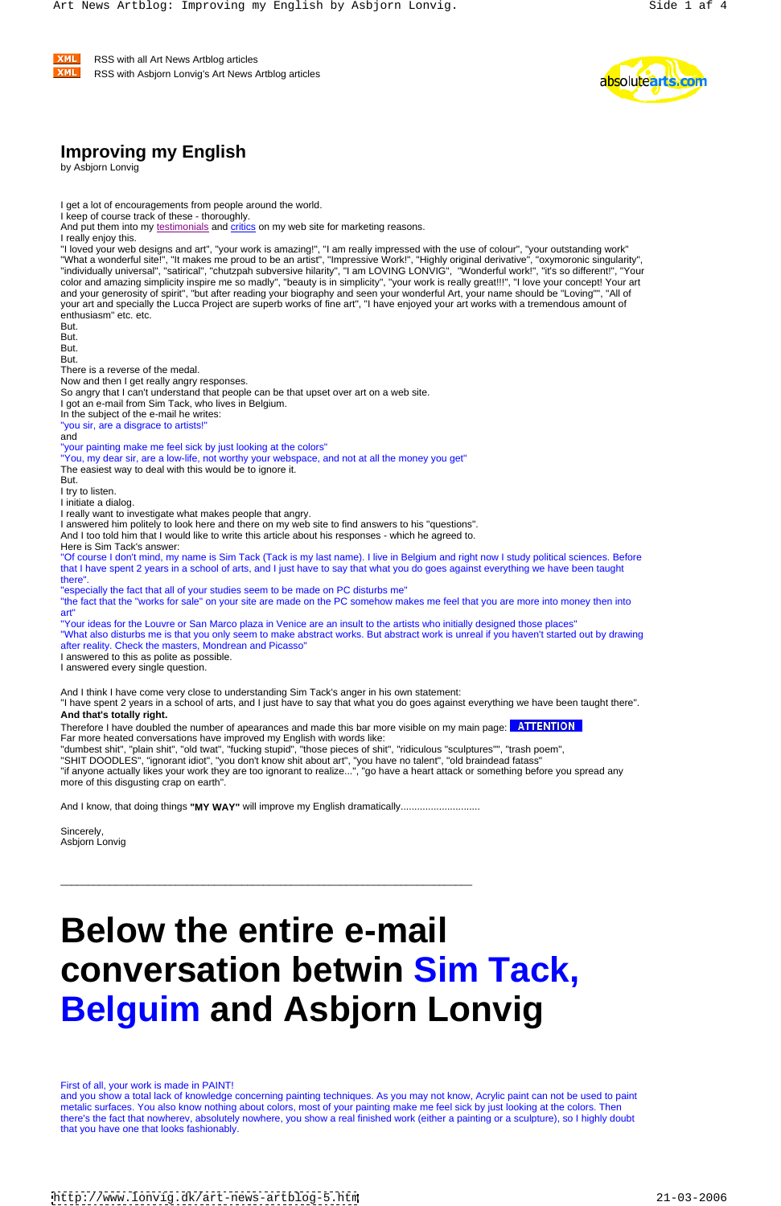XML RSS with all Art News Artblog articles
XML RSS with Asbjorn Lonvig's Art News Artblog articles

# Improving my English

by Asbjorn Lonvig

I get a lot of encouragements from people around the world.
I keep of course track of these - thoroughly.
And put them into my testimonials and critics on my web site for marketing reasons.
I really enjoy this.
"I loved your web designs and art", "your work is amazing!", "I am really impressed with the use of colour", "your outstanding work" "What a wonderful site!", "It makes me proud to be an artist", "Impressive Work!", "Highly original derivative", "oxymoronic singularity", "individually universal", "satirical", "chutzpah subversive hilarity", "I am LOVING LONVIG", "Wonderful work!", "it's so different!", "Your color and amazing simplicity inspire me so madly", "beauty is in simplicity", "your work is really great!!!", "I love your concept! Your art and your generosity of spirit", "but after reading your biography and seen your wonderful Art, your name should be "Loving"", "All of your art and specially the Lucca Project are superb works of fine art", "I have enjoyed your art works with a tremendous amount of enthusiasm" etc. etc.
But.
But.
But.
But.
There is a reverse of the medal.
Now and then I get really angry responses.
So angry that I can't understand that people can be that upset over art on a web site.
I got an e-mail from Sim Tack, who lives in Belgium.
In the subject of the e-mail he writes:
"you sir, are a disgrace to artists!"
and
"your painting make me feel sick by just looking at the colors"
"You, my dear sir, are a low-life, not worthy your webspace, and not at all the money you get"
The easiest way to deal with this would be to ignore it.
But.
I try to listen.
I initiate a dialog.
I really want to investigate what makes people that angry.
I answered him politely to look here and there on my web site to find answers to his "questions".
And I too told him that I would like to write this article about his responses - which he agreed to.
Here is Sim Tack's answer:
"Of course I don't mind, my name is Sim Tack (Tack is my last name). I live in Belgium and right now I study political sciences. Before that I have spent 2 years in a school of arts, and I just have to say that what you do goes against everything we have been taught there".
"especially the fact that all of your studies seem to be made on PC disturbs me"
"the fact that the "works for sale" on your site are made on the PC somehow makes me feel that you are more into money then into art"
"Your ideas for the Louvre or San Marco plaza in Venice are an insult to the artists who initially designed those places"
"What also disturbs me is that you only seem to make abstract works. But abstract work is unreal if you haven't started out by drawing after reality. Check the masters, Mondrean and Picasso"
I answered to this as polite as possible.
I answered every single question.

And I think I have come very close to understanding Sim Tack's anger in his own statement:
"I have spent 2 years in a school of arts, and I just have to say that what you do goes against everything we have been taught there".
**And that's totally right.**
Therefore I have doubled the number of apearances and made this bar more visible on my main page: ATTENTION
Far more heated conversations have improved my English with words like:
"dumbest shit", "plain shit", "old twat", "fucking stupid", "those pieces of shit", "ridiculous "sculptures"", "trash poem", "SHIT DOODLES", "ignorant idiot", "you don't know shit about art", "you have no talent", "old braindead fatass" "if anyone actually likes your work they are too ignorant to realize...", "go have a heart attack or something before you spread any more of this disgusting crap on earth".

And I know, that doing things **"MY WAY"** will improve my English dramatically.............................

Sincerely,
Asbjorn Lonvig

---

# Below the entire e-mail conversation betwin Sim Tack, Belguim and Asbjorn Lonvig

First of all, your work is made in PAINT!
and you show a total lack of knowledge concerning painting techniques. As you may not know, Acrylic paint can not be used to paint metalic surfaces. You also know nothing about colors, most of your painting make me feel sick by just looking at the colors. Then there's the fact that nowherev, absolutely nowhere, you show a real finished work (either a painting or a sculpture), so I highly doubt that you have one that looks fashionably.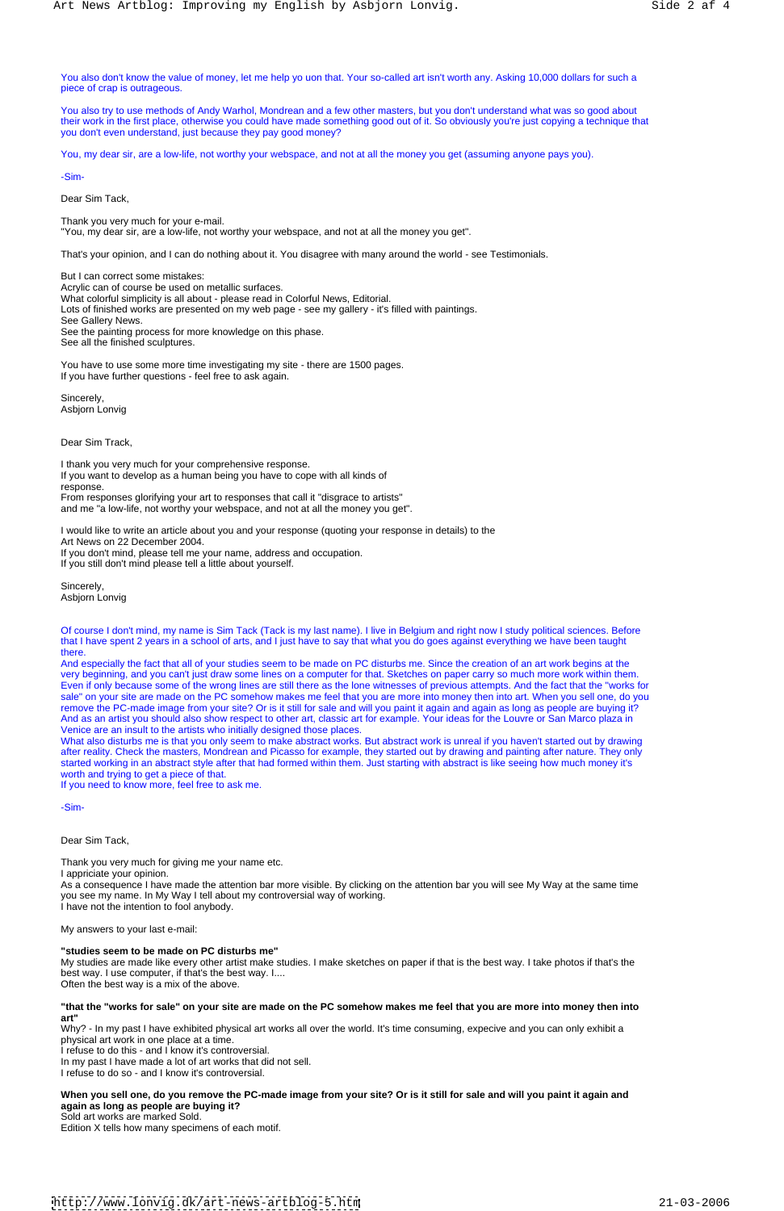You also don't know the value of money, let me help yo uon that. Your so-called art isn't worth any. Asking 10,000 dollars for such a piece of crap is outrageous.

You also try to use methods of Andy Warhol, Mondrean and a few other masters, but you don't understand what was so good about their work in the first place, otherwise you could have made something good out of it. So obviously you're just copying a technique that you don't even understand, just because they pay good money?

You, my dear sir, are a low-life, not worthy your webspace, and not at all the money you get (assuming anyone pays you).

-Sim-

Dear Sim Tack,

Thank you very much for your e-mail.
"You, my dear sir, are a low-life, not worthy your webspace, and not at all the money you get".

That's your opinion, and I can do nothing about it. You disagree with many around the world - see Testimonials.

But I can correct some mistakes:
Acrylic can of course be used on metallic surfaces.
What colorful simplicity is all about - please read in Colorful News, Editorial.
Lots of finished works are presented on my web page - see my gallery - it's filled with paintings.
See Gallery News.
See the painting process for more knowledge on this phase.
See all the finished sculptures.

You have to use some more time investigating my site - there are 1500 pages.
If you have further questions - feel free to ask again.

Sincerely,
Asbjorn Lonvig

Dear Sim Track,

I thank you very much for your comprehensive response.
If you want to develop as a human being you have to cope with all kinds of response.
From responses glorifying your art to responses that call it "disgrace to artists"
and me "a low-life, not worthy your webspace, and not at all the money you get".

I would like to write an article about you and your response (quoting your response in details) to the Art News on 22 December 2004.
If you don't mind, please tell me your name, address and occupation.
If you still don't mind please tell a little about yourself.

Sincerely,
Asbjorn Lonvig

Of course I don't mind, my name is Sim Tack (Tack is my last name). I live in Belgium and right now I study political sciences. Before that I have spent 2 years in a school of arts, and I just have to say that what you do goes against everything we have been taught there.
And especially the fact that all of your studies seem to be made on PC disturbs me. Since the creation of an art work begins at the very beginning, and you can't just draw some lines on a computer for that. Sketches on paper carry so much more work within them. Even if only because some of the wrong lines are still there as the lone witnesses of previous attempts. And the fact that the "works for sale" on your site are made on the PC somehow makes me feel that you are more into money then into art. When you sell one, do you remove the PC-made image from your site? Or is it still for sale and will you paint it again and again as long as people are buying it?
And as an artist you should also show respect to other art, classic art for example. Your ideas for the Louvre or San Marco plaza in Venice are an insult to the artists who initially designed those places.
What also disturbs me is that you only seem to make abstract works. But abstract work is unreal if you haven't started out by drawing after reality. Check the masters, Mondrean and Picasso for example, they started out by drawing and painting after nature. They only started working in an abstract style after that had formed within them. Just starting with abstract is like seeing how much money it's worth and trying to get a piece of that.
If you need to know more, feel free to ask me.

-Sim-

Dear Sim Tack,

Thank you very much for giving me your name etc.
I appriciate your opinion.
As a consequence I have made the attention bar more visible. By clicking on the attention bar you will see My Way at the same time you see my name. In My Way I tell about my controversial way of working.
I have not the intention to fool anybody.

My answers to your last e-mail:

**"studies seem to be made on PC disturbs me"**
My studies are made like every other artist make studies. I make sketches on paper if that is the best way. I take photos if that's the best way. I use computer, if that's the best way. I....
Often the best way is a mix of the above.

**"that the "works for sale" on your site are made on the PC somehow makes me feel that you are more into money then into art"**
Why? - In my past I have exhibited physical art works all over the world. It's time consuming, expecive and you can only exhibit a physical art work in one place at a time.
I refuse to do this - and I know it's controversial.
In my past I have made a lot of art works that did not sell.
I refuse to do so - and I know it's controversial.

**When you sell one, do you remove the PC-made image from your site? Or is it still for sale and will you paint it again and again as long as people are buying it?**
Sold art works are marked Sold.
Edition X tells how many specimens of each motif.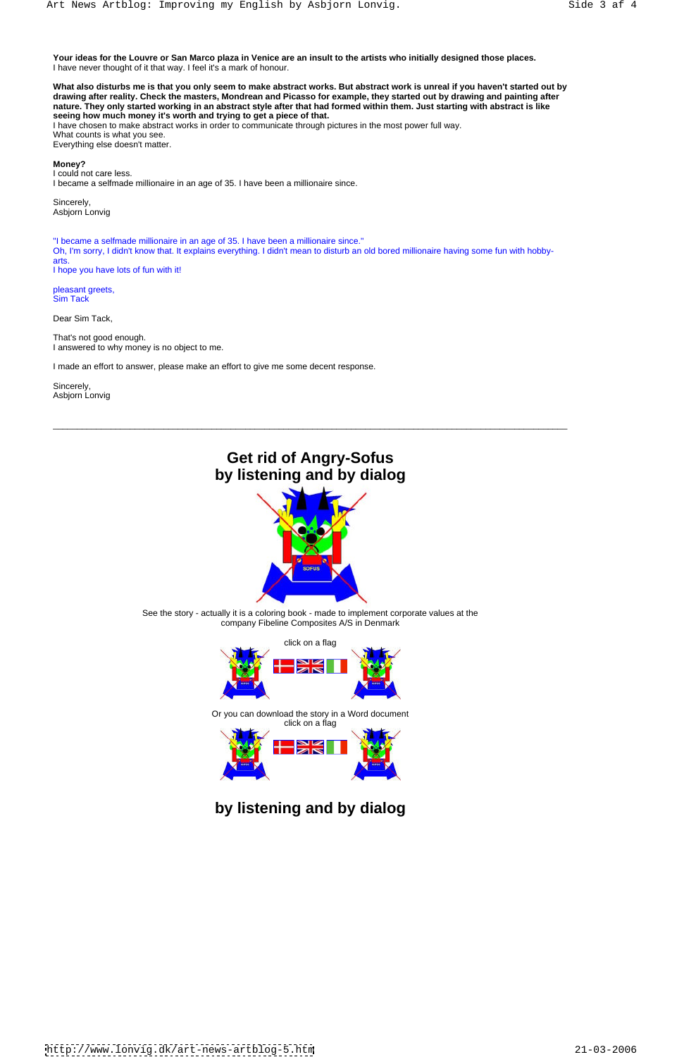**Your ideas for the Louvre or San Marco plaza in Venice are an insult to the artists who initially designed those places.**
I have never thought of it that way. I feel it's a mark of honour.

**What also disturbs me is that you only seem to make abstract works. But abstract work is unreal if you haven't started out by drawing after reality. Check the masters, Mondrean and Picasso for example, they started out by drawing and painting after nature. They only started working in an abstract style after that had formed within them. Just starting with abstract is like seeing how much money it's worth and trying to get a piece of that.**
I have chosen to make abstract works in order to communicate through pictures in the most power full way.
What counts is what you see.
Everything else doesn't matter.

**Money?**
I could not care less.
I became a selfmade millionaire in an age of 35. I have been a millionaire since.

Sincerely,
Asbjorn Lonvig

"I became a selfmade millionaire in an age of 35. I have been a millionaire since."
Oh, I'm sorry, I didn't know that. It explains everything. I didn't mean to disturb an old bored millionaire having some fun with hobby-arts.
I hope you have lots of fun with it!

pleasant greets,
Sim Tack

Dear Sim Tack,

That's not good enough.
I answered to why money is no object to me.

I made an effort to answer, please make an effort to give me some decent response.

Sincerely,
Asbjorn Lonvig

---

## Get rid of Angry-Sofus by listening and by dialog

See the story - actually it is a coloring book - made to implement corporate values at the company Fibeline Composites A/S in Denmark

click on a flag

Or you can download the story in a Word document
click on a flag

## by listening and by dialog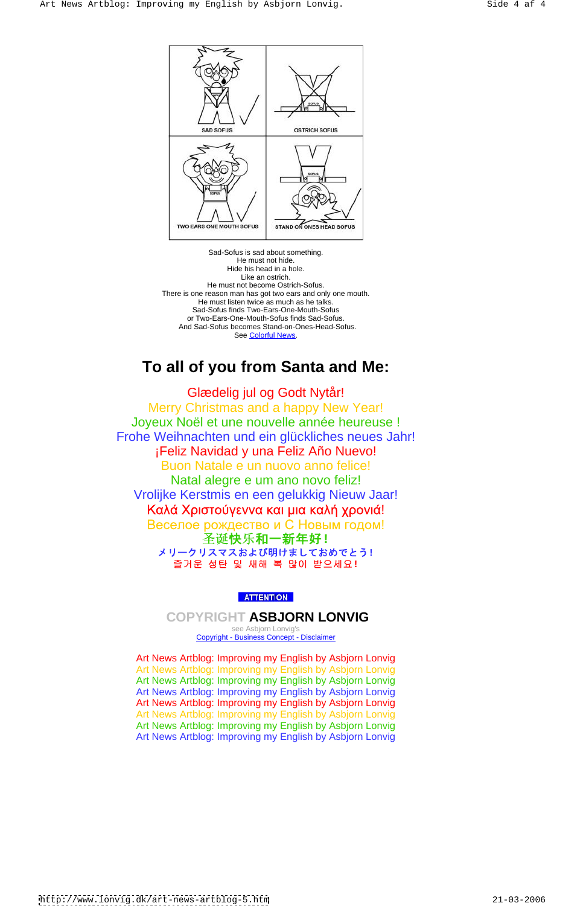SAD SOFUS

OSTRICH SOFUS

TWO EARS ONE MOUTH SOFUS

STAND ON ONES HEAD SOFUS

Sad-Sofus is sad about something.
He must not hide.
Hide his head in a hole.
Like an ostrich.
He must not become Ostrich-Sofus.
There is one reason man has got two ears and only one mouth.
He must listen twice as much as he talks.
Sad-Sofus finds Two-Ears-One-Mouth-Sofus
or Two-Ears-One-Mouth-Sofus finds Sad-Sofus.
And Sad-Sofus becomes Stand-on-Ones-Head-Sofus.
See Colorful News.

## To all of you from Santa and Me:

Glædelig jul og Godt Nytår!
Merry Christmas and a happy New Year!
Joyeux Noël et une nouvelle année heureuse !
Frohe Weihnachten und ein glückliches neues Jahr!
¡Feliz Navidad y una Feliz Año Nuevo!
Buon Natale e un nuovo anno felice!
Natal alegre e um ano novo feliz!
Vrolijke Kerstmis en een gelukkig Nieuw Jaar!
Καλά Χριστούγεννα και μια καλή χρονιά!
Веселое рождество и С Новым годом!
圣诞快乐和一新年好!
メリークリスマスおよび明けましておめでとう!
즐거운 성탄 및 새해 복 많이 받으세요!

ATTENTION

**COPYRIGHT ASBJORN LONVIG**
see Asbjorn Lonvig's
Copyright - Business Concept - Disclaimer

Art News Artblog: Improving my English by Asbjorn Lonvig
Art News Artblog: Improving my English by Asbjorn Lonvig
Art News Artblog: Improving my English by Asbjorn Lonvig
Art News Artblog: Improving my English by Asbjorn Lonvig
Art News Artblog: Improving my English by Asbjorn Lonvig
Art News Artblog: Improving my English by Asbjorn Lonvig
Art News Artblog: Improving my English by Asbjorn Lonvig
Art News Artblog: Improving my English by Asbjorn Lonvig